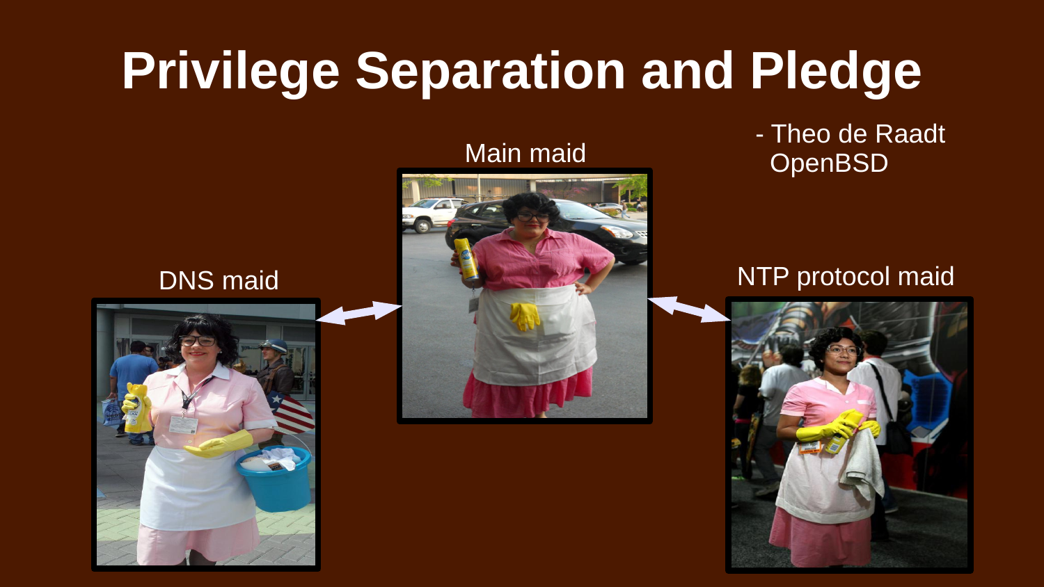# Privilege Separation and Pledge

- Theo de Raadt
  OpenBSD

Main maid

DNS maid

NTP protocol maid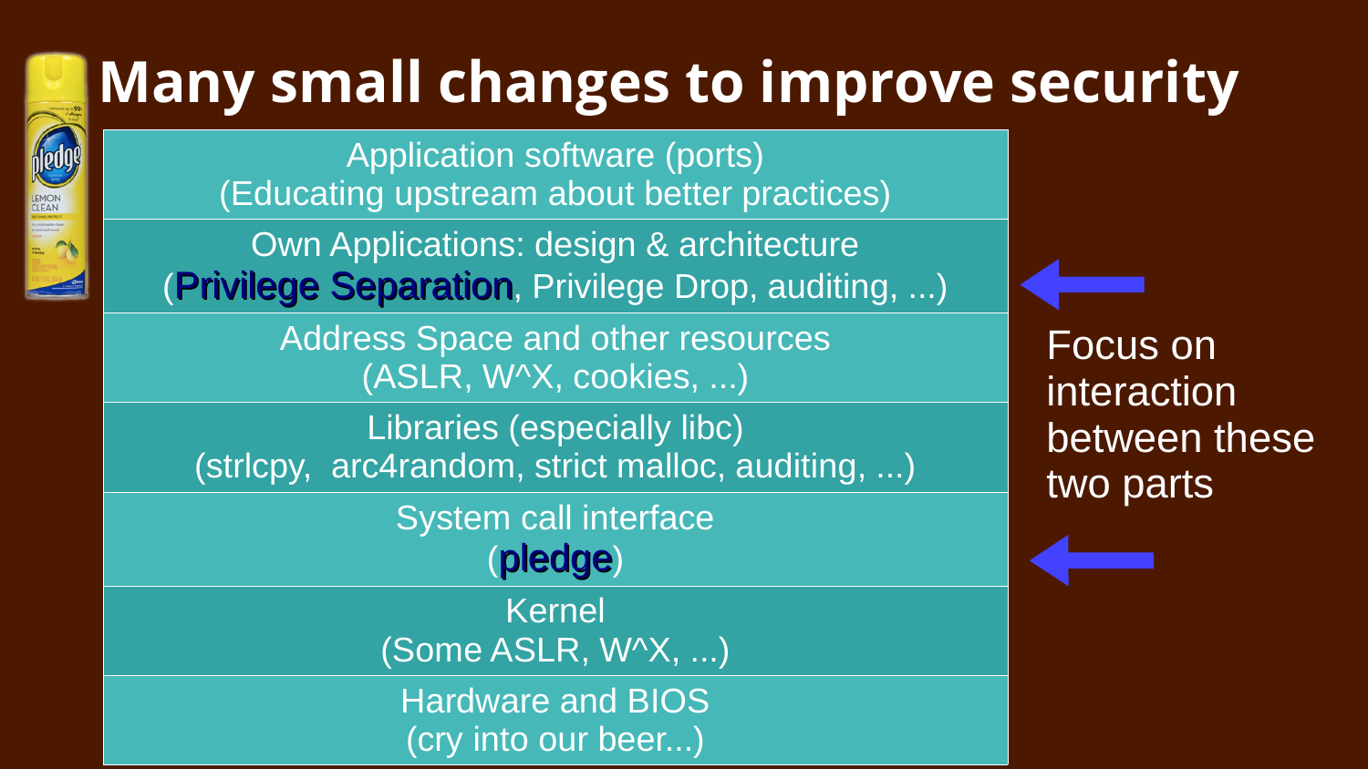# Many small changes to improve security

| |
|---|
| Application software (ports)<br>(Educating upstream about better practices) |
| Own Applications: design & architecture<br>(**Privilege Separation**, Privilege Drop, auditing, ...) |
| Address Space and other resources<br>(ASLR, W^X, cookies, ...) |
| Libraries (especially libc)<br>(strlcpy, arc4random, strict malloc, auditing, ...) |
| System call interface<br>(**pledge**) |
| Kernel<br>(Some ASLR, W^X, ...) |
| Hardware and BIOS<br>(cry into our beer...) |

Focus on interaction between these two parts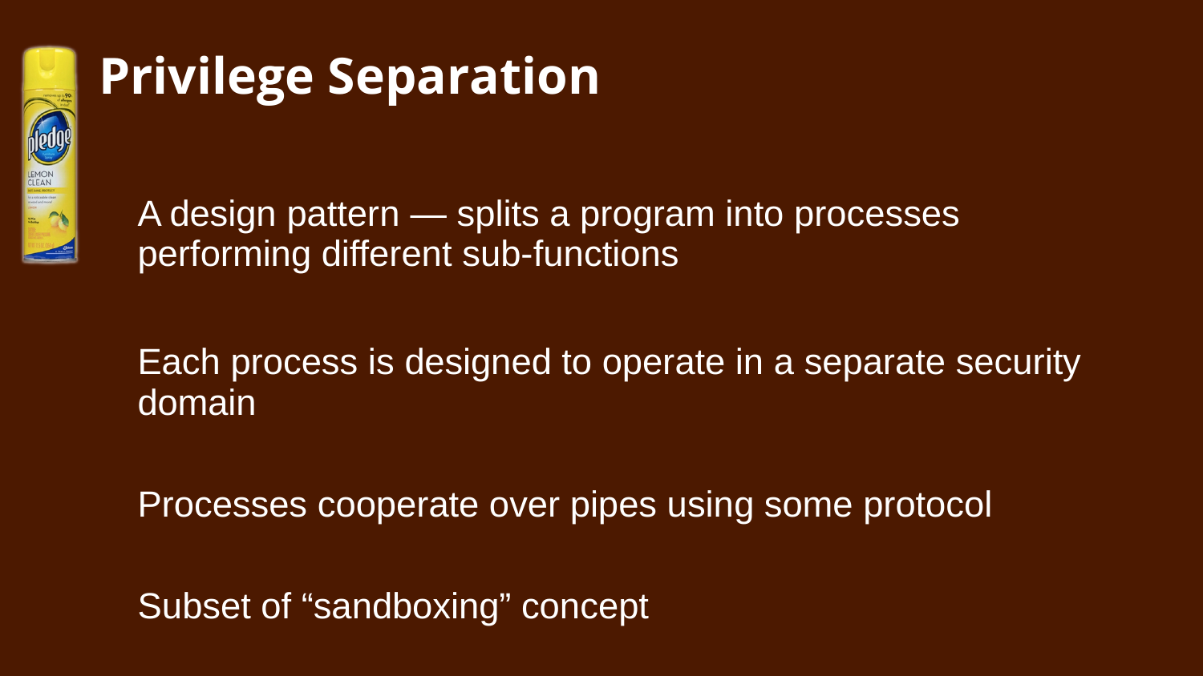# Privilege Separation

A design pattern — splits a program into processes performing different sub-functions

Each process is designed to operate in a separate security domain

Processes cooperate over pipes using some protocol

Subset of "sandboxing" concept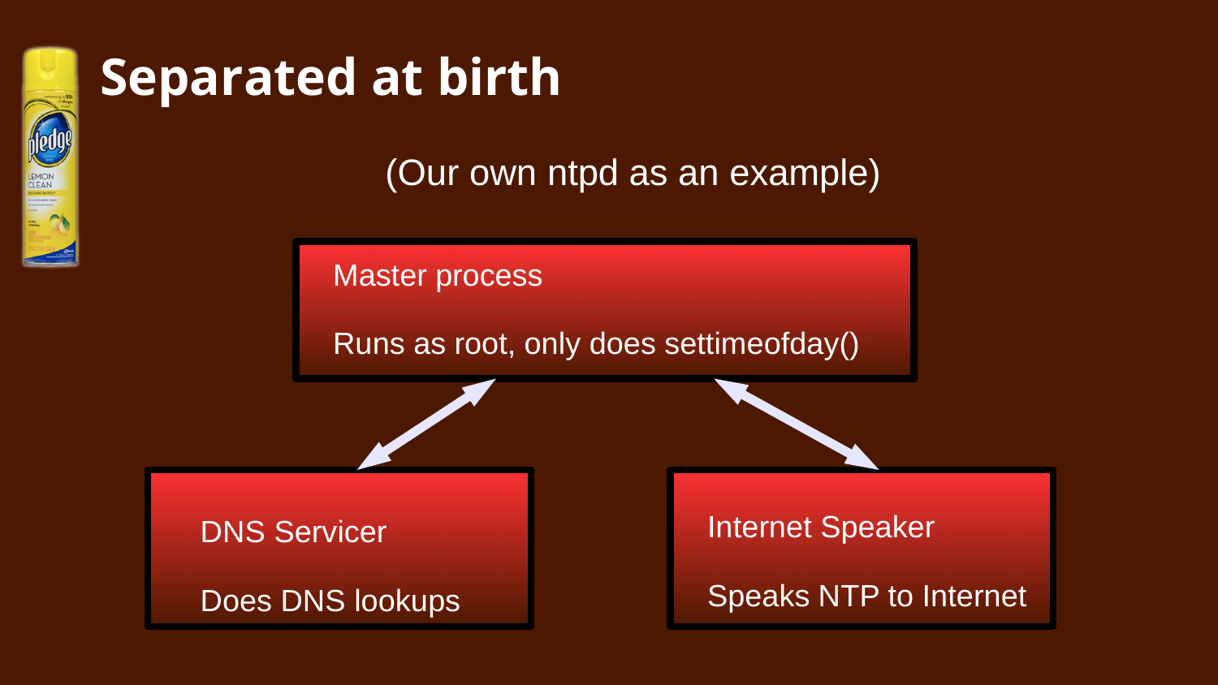# Separated at birth

(Our own ntpd as an example)

**Master process**

Runs as root, only does settimeofday()

**DNS Servicer**

Does DNS lookups

**Internet Speaker**

Speaks NTP to Internet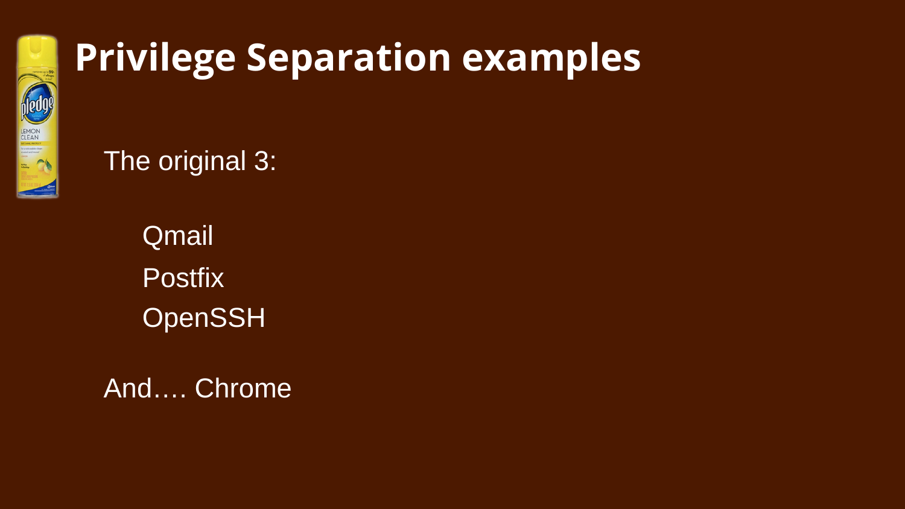# Privilege Separation examples

The original 3:

- Qmail
- Postfix
- OpenSSH

And…. Chrome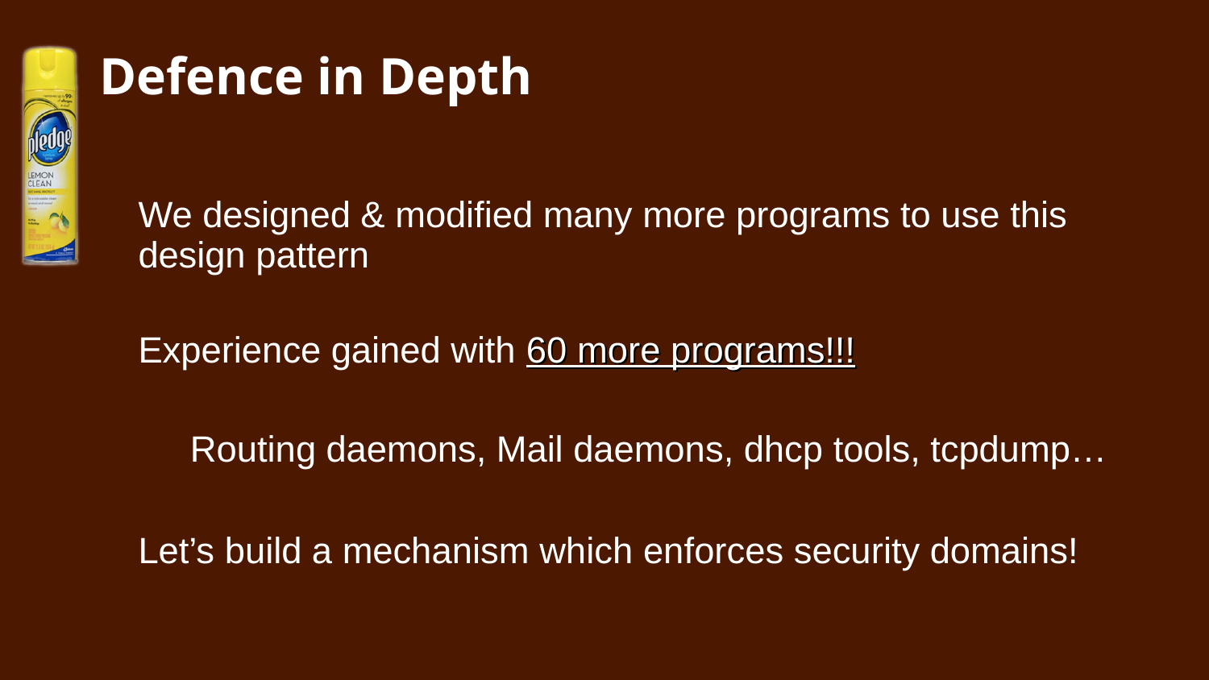# Defence in Depth

We designed & modified many more programs to use this design pattern

Experience gained with 60 more programs!!!

Routing daemons, Mail daemons, dhcp tools, tcpdump…

Let's build a mechanism which enforces security domains!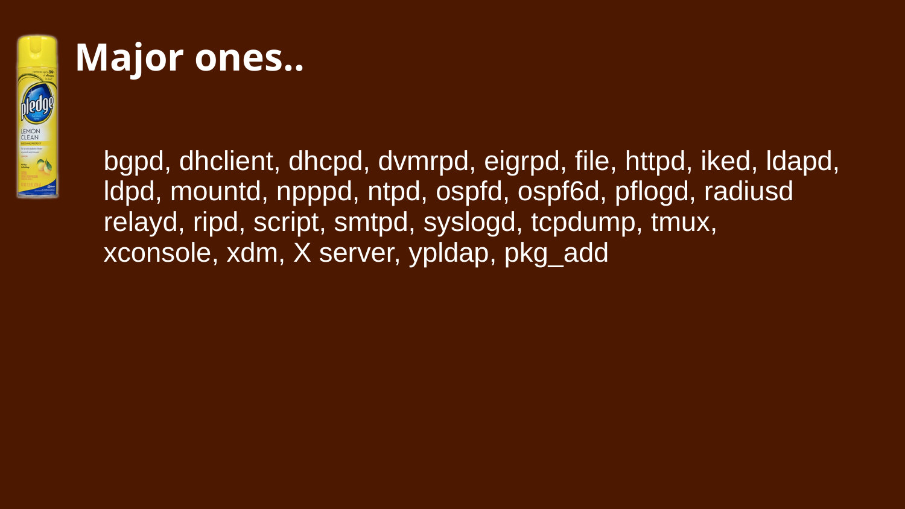# Major ones..

bgpd, dhclient, dhcpd, dvmrpd, eigrpd, file, httpd, iked, ldapd, ldpd, mountd, npppd, ntpd, ospfd, ospf6d, pflogd, radiusd relayd, ripd, script, smtpd, syslogd, tcpdump, tmux, xconsole, xdm, X server, ypldap, pkg_add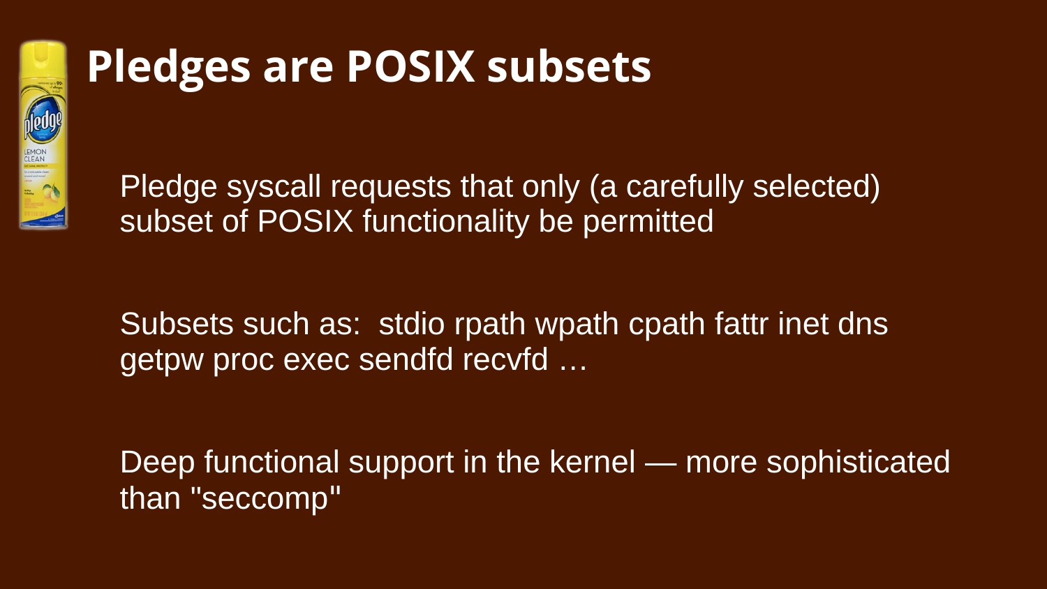# Pledges are POSIX subsets

Pledge syscall requests that only (a carefully selected) subset of POSIX functionality be permitted

Subsets such as: stdio rpath wpath cpath fattr inet dns getpw proc exec sendfd recvfd …

Deep functional support in the kernel — more sophisticated than "seccomp"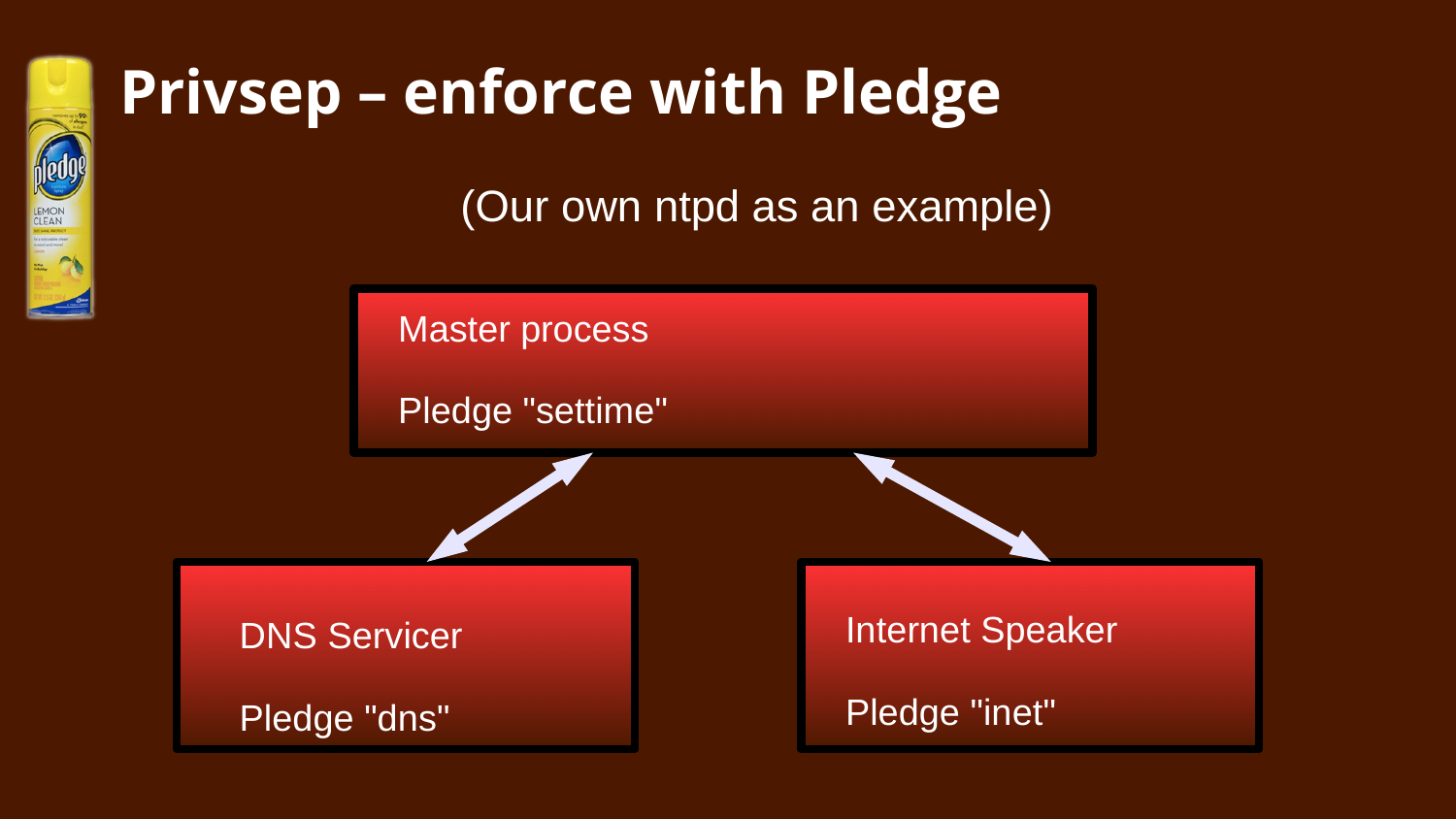# Privsep – enforce with Pledge

(Our own ntpd as an example)

Master process

Pledge "settime"

DNS Servicer

Pledge "dns"

Internet Speaker

Pledge "inet"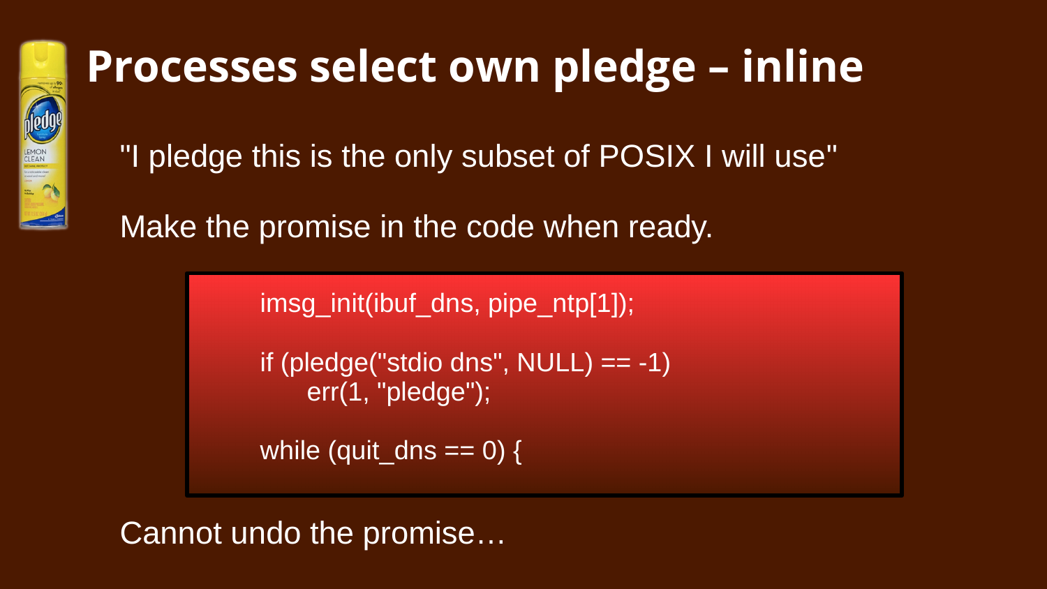# Processes select own pledge – inline

"I pledge this is the only subset of POSIX I will use"

Make the promise in the code when ready.

```
imsg_init(ibuf_dns, pipe_ntp[1]);

if (pledge("stdio dns", NULL) == -1)
     err(1, "pledge");

while (quit_dns == 0) {
```

Cannot undo the promise…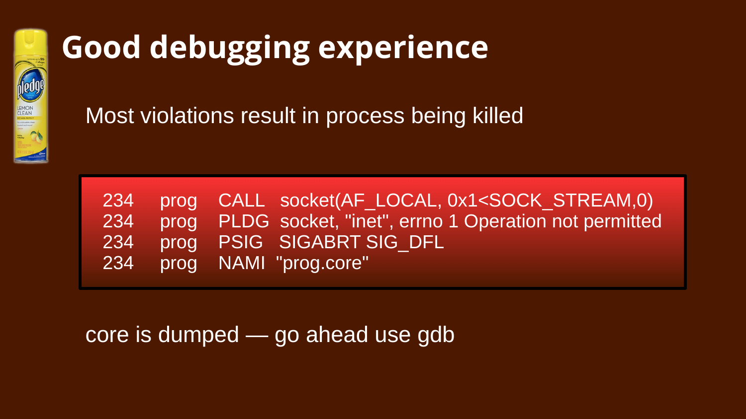# Good debugging experience

Most violations result in process being killed

```
234   prog   CALL   socket(AF_LOCAL, 0x1<SOCK_STREAM,0)
234   prog   PLDG   socket, "inet", errno 1 Operation not permitted
234   prog   PSIG   SIGABRT SIG_DFL
234   prog   NAMI   "prog.core"
```

core is dumped — go ahead use gdb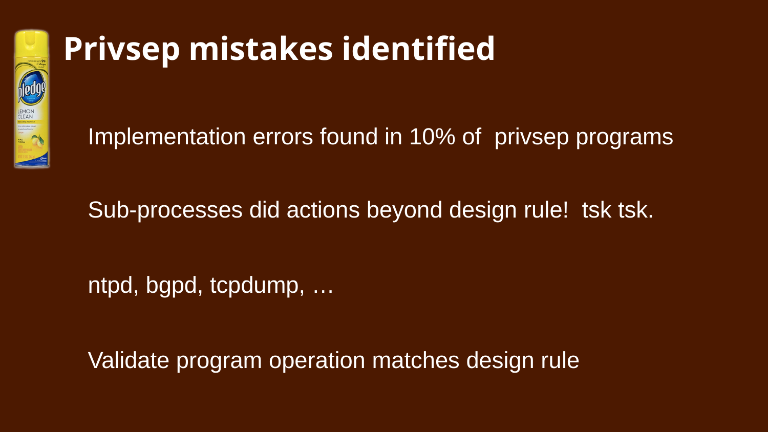# Privsep mistakes identified

Implementation errors found in 10% of privsep programs

Sub-processes did actions beyond design rule! tsk tsk.

ntpd, bgpd, tcpdump, …

Validate program operation matches design rule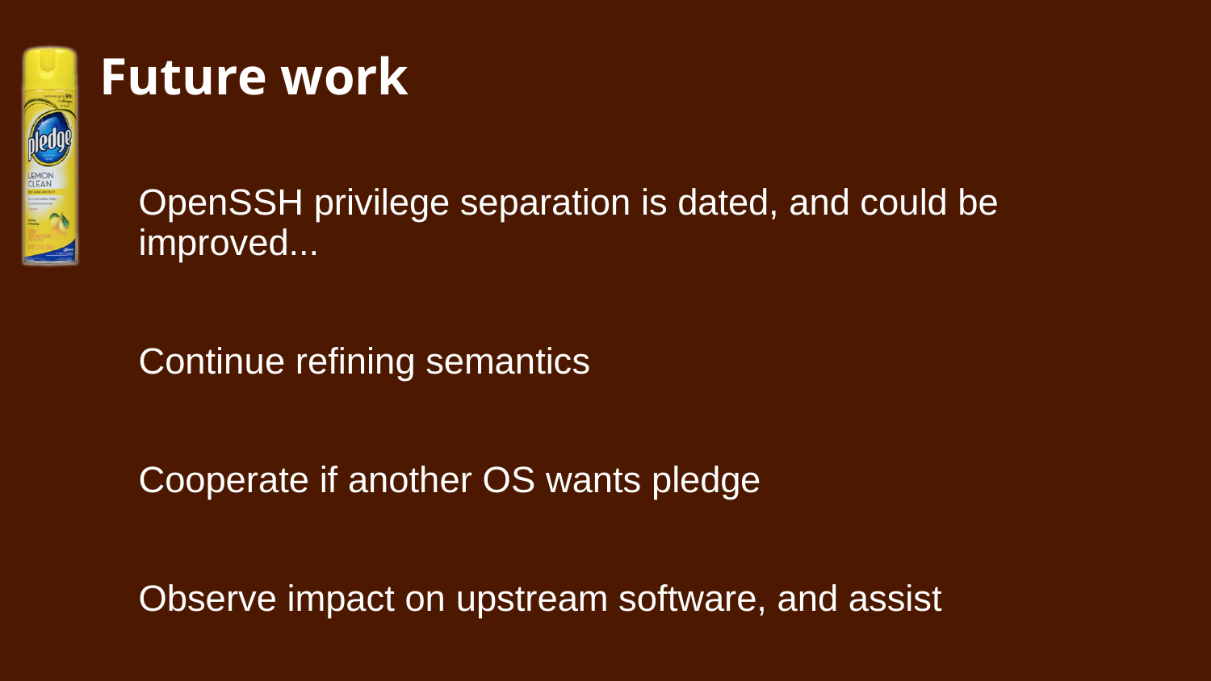# Future work

OpenSSH privilege separation is dated, and could be improved...

Continue refining semantics

Cooperate if another OS wants pledge

Observe impact on upstream software, and assist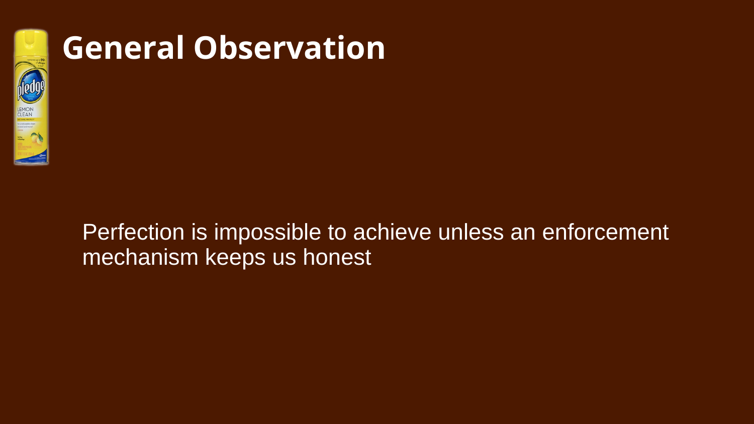# General Observation

Perfection is impossible to achieve unless an enforcement mechanism keeps us honest